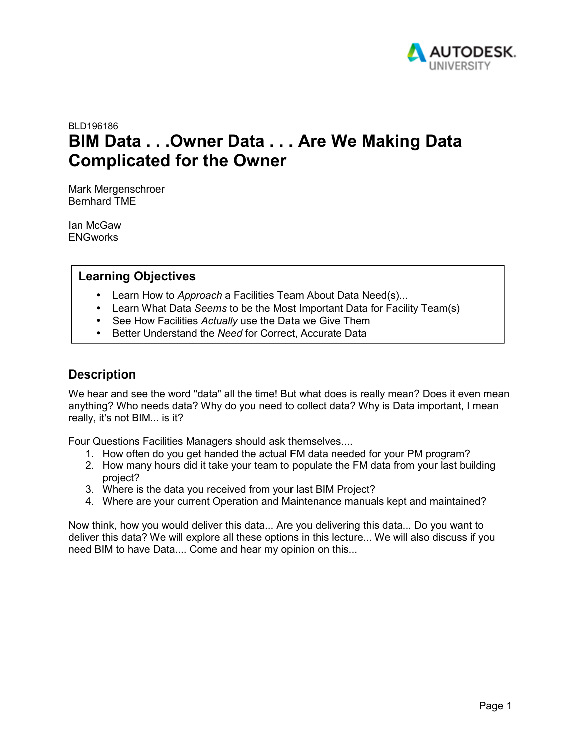BLD196186

# BIM Data . . .Owner Data . . . Are We Making Data Complicated for the Owner

Mark Mergenschroer
Bernhard TME

Ian McGaw
ENGworks

## Learning Objectives

- Learn How to *Approach* a Facilities Team About Data Need(s)...
- Learn What Data *Seems* to be the Most Important Data for Facility Team(s)
- See How Facilities *Actually* use the Data we Give Them
- Better Understand the *Need* for Correct, Accurate Data

## Description

We hear and see the word "data" all the time! But what does is really mean? Does it even mean anything? Who needs data? Why do you need to collect data? Why is Data important, I mean really, it's not BIM... is it?

Four Questions Facilities Managers should ask themselves....

1. How often do you get handed the actual FM data needed for your PM program?
2. How many hours did it take your team to populate the FM data from your last building project?
3. Where is the data you received from your last BIM Project?
4. Where are your current Operation and Maintenance manuals kept and maintained?

Now think, how you would deliver this data... Are you delivering this data... Do you want to deliver this data? We will explore all these options in this lecture... We will also discuss if you need BIM to have Data.... Come and hear my opinion on this...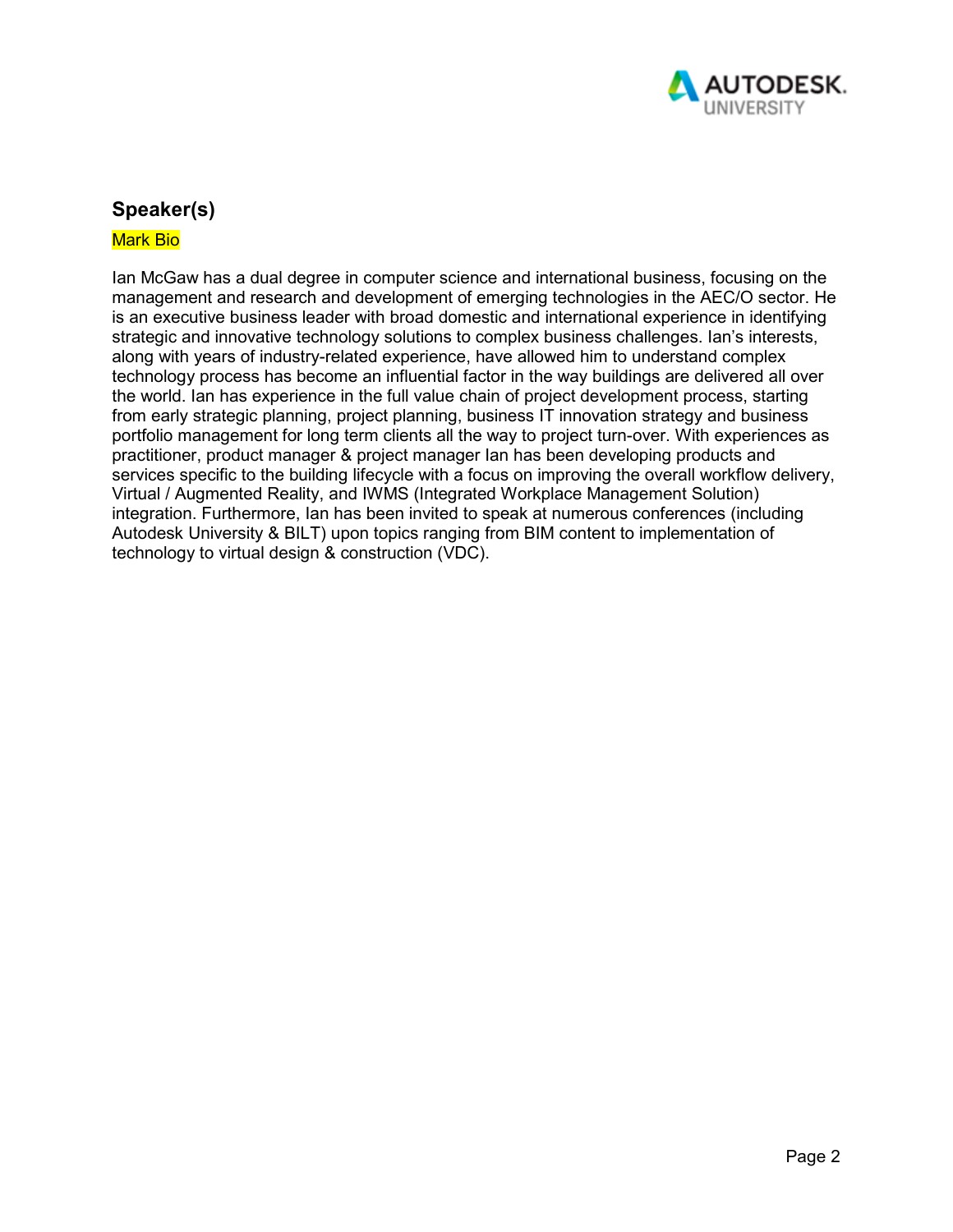## Speaker(s)

Mark Bio

Ian McGaw has a dual degree in computer science and international business, focusing on the management and research and development of emerging technologies in the AEC/O sector. He is an executive business leader with broad domestic and international experience in identifying strategic and innovative technology solutions to complex business challenges. Ian's interests, along with years of industry-related experience, have allowed him to understand complex technology process has become an influential factor in the way buildings are delivered all over the world. Ian has experience in the full value chain of project development process, starting from early strategic planning, project planning, business IT innovation strategy and business portfolio management for long term clients all the way to project turn-over. With experiences as practitioner, product manager & project manager Ian has been developing products and services specific to the building lifecycle with a focus on improving the overall workflow delivery, Virtual / Augmented Reality, and IWMS (Integrated Workplace Management Solution) integration. Furthermore, Ian has been invited to speak at numerous conferences (including Autodesk University & BILT) upon topics ranging from BIM content to implementation of technology to virtual design & construction (VDC).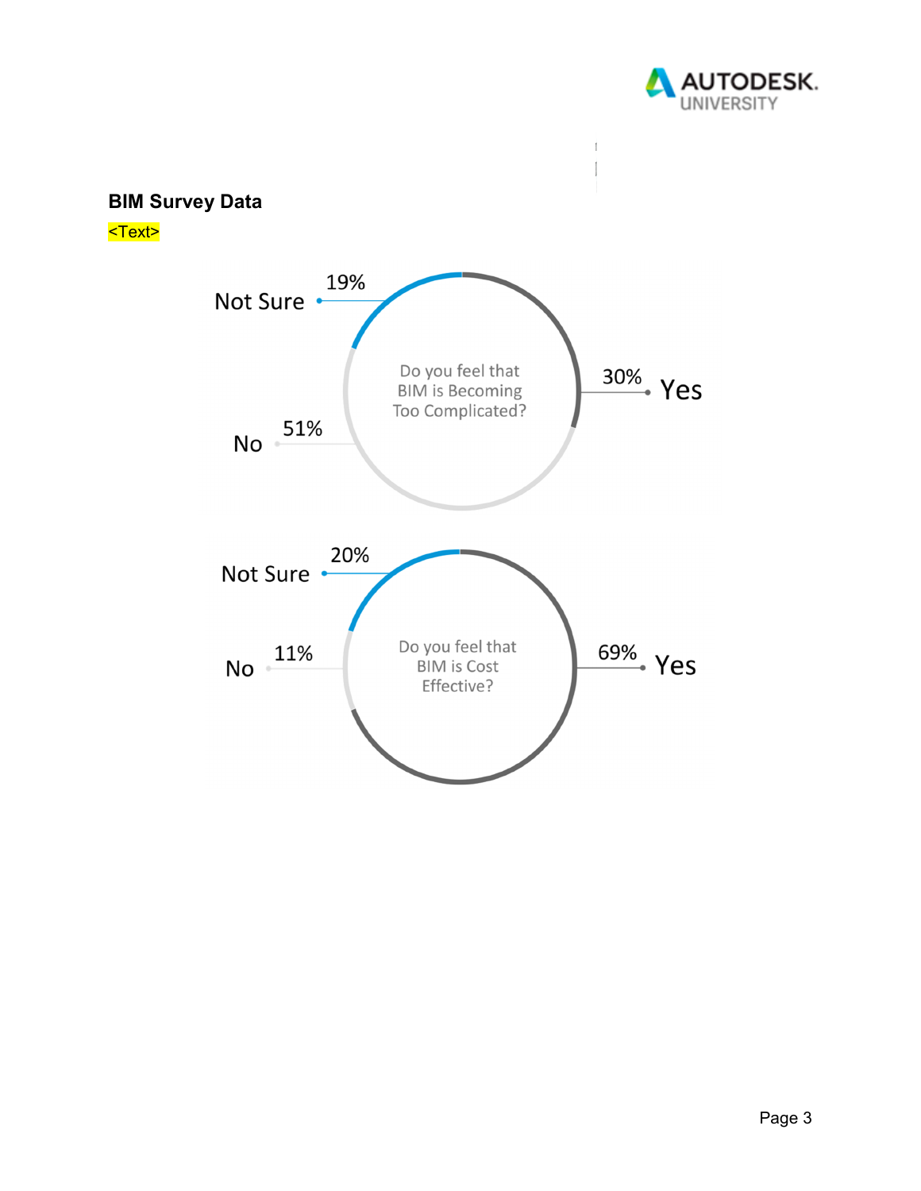### BIM Survey Data

<Text>

Not Sure 19%

Do you feel that BIM is Becoming Too Complicated?

30% Yes

No 51%

Not Sure 20%

No 11%

Do you feel that BIM is Cost Effective?

69% Yes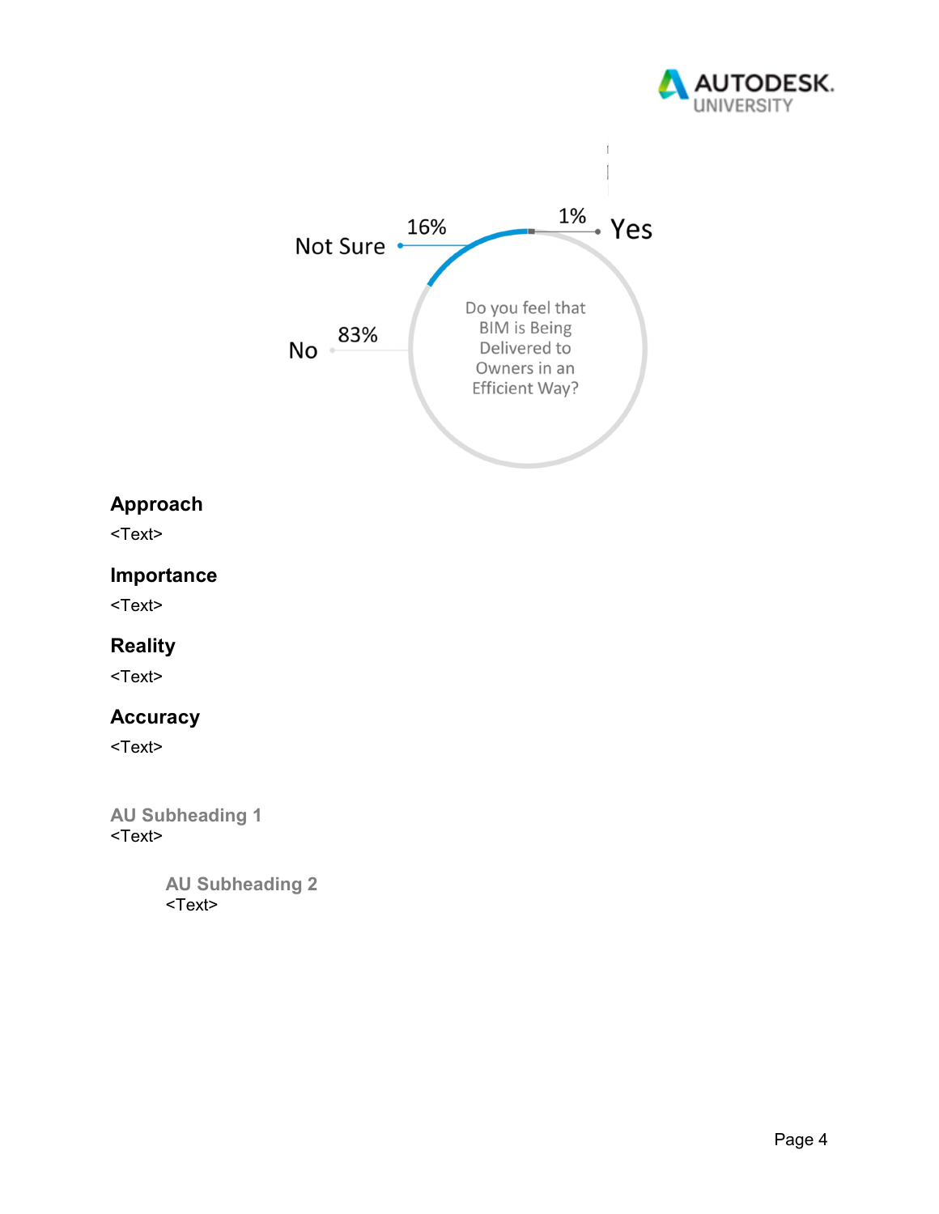Do you feel that BIM is Being Delivered to Owners in an Efficient Way?

Yes 1%

Not Sure 16%

No 83%

### Approach

<Text>

### Importance

<Text>

### Reality

<Text>

### Accuracy

<Text>

#### AU Subheading 1

<Text>

##### AU Subheading 2

<Text>